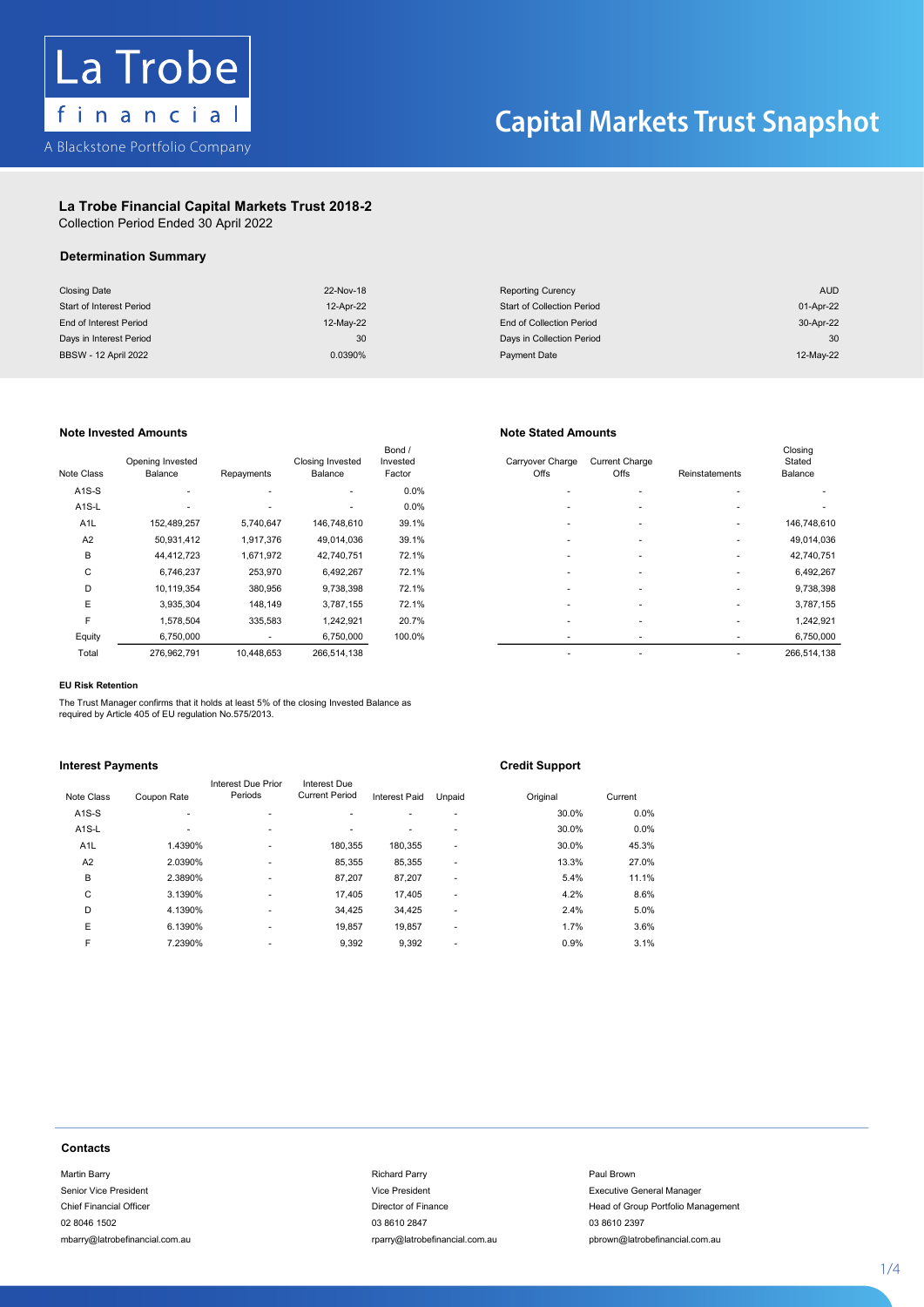La Trobe financial

A Blackstone Portfolio Company

# Capital Markets Trust Snapshot

## La Trobe Financial Capital Markets Trust 2018-2

Collection Period Ended 30 April 2022

### Determination Summary

| | | | |
|---|---|---|---|
| Closing Date | 22-Nov-18 | Reporting Curency | AUD |
| Start of Interest Period | 12-Apr-22 | Start of Collection Period | 01-Apr-22 |
| End of Interest Period | 12-May-22 | End of Collection Period | 30-Apr-22 |
| Days in Interest Period | 30 | Days in Collection Period | 30 |
| BBSW - 12 April 2022 | 0.0390% | Payment Date | 12-May-22 |

### Note Invested Amounts / Note Stated Amounts

| Note Class | Opening Invested Balance | Repayments | Closing Invested Balance | Bond / Invested Factor | Carryover Charge Offs | Current Charge Offs | Reinstatements | Closing Stated Balance |
|---|---|---|---|---|---|---|---|---|
| A1S-S | - | - | - | 0.0% | - | - | - | - |
| A1S-L | - | - | - | 0.0% | - | - | - | - |
| A1L | 152,489,257 | 5,740,647 | 146,748,610 | 39.1% | - | - | - | 146,748,610 |
| A2 | 50,931,412 | 1,917,376 | 49,014,036 | 39.1% | - | - | - | 49,014,036 |
| B | 44,412,723 | 1,671,972 | 42,740,751 | 72.1% | - | - | - | 42,740,751 |
| C | 6,746,237 | 253,970 | 6,492,267 | 72.1% | - | - | - | 6,492,267 |
| D | 10,119,354 | 380,956 | 9,738,398 | 72.1% | - | - | - | 9,738,398 |
| E | 3,935,304 | 148,149 | 3,787,155 | 72.1% | - | - | - | 3,787,155 |
| F | 1,578,504 | 335,583 | 1,242,921 | 20.7% | - | - | - | 1,242,921 |
| Equity | 6,750,000 | - | 6,750,000 | 100.0% | - | - | - | 6,750,000 |
| Total | 276,962,791 | 10,448,653 | 266,514,138 | | - | - | - | 266,514,138 |

#### EU Risk Retention

The Trust Manager confirms that it holds at least 5% of the closing Invested Balance as required by Article 405 of EU regulation No.575/2013.

### Interest Payments / Credit Support

| Note Class | Coupon Rate | Interest Due Prior Periods | Interest Due Current Period | Interest Paid | Unpaid | Original | Current |
|---|---|---|---|---|---|---|---|
| A1S-S | - | - | - | - | - | 30.0% | 0.0% |
| A1S-L | - | - | - | - | - | 30.0% | 0.0% |
| A1L | 1.4390% | - | 180,355 | 180,355 | - | 30.0% | 45.3% |
| A2 | 2.0390% | - | 85,355 | 85,355 | - | 13.3% | 27.0% |
| B | 2.3890% | - | 87,207 | 87,207 | - | 5.4% | 11.1% |
| C | 3.1390% | - | 17,405 | 17,405 | - | 4.2% | 8.6% |
| D | 4.1390% | - | 34,425 | 34,425 | - | 2.4% | 5.0% |
| E | 6.1390% | - | 19,857 | 19,857 | - | 1.7% | 3.6% |
| F | 7.2390% | - | 9,392 | 9,392 | - | 0.9% | 3.1% |

### Contacts

Martin Barry
Senior Vice President
Chief Financial Officer
02 8046 1502
mbarry@latrobefinancial.com.au

Richard Parry
Vice President
Director of Finance
03 8610 2847
rparry@latrobefinancial.com.au

Paul Brown
Executive General Manager
Head of Group Portfolio Management
03 8610 2397
pbrown@latrobefinancial.com.au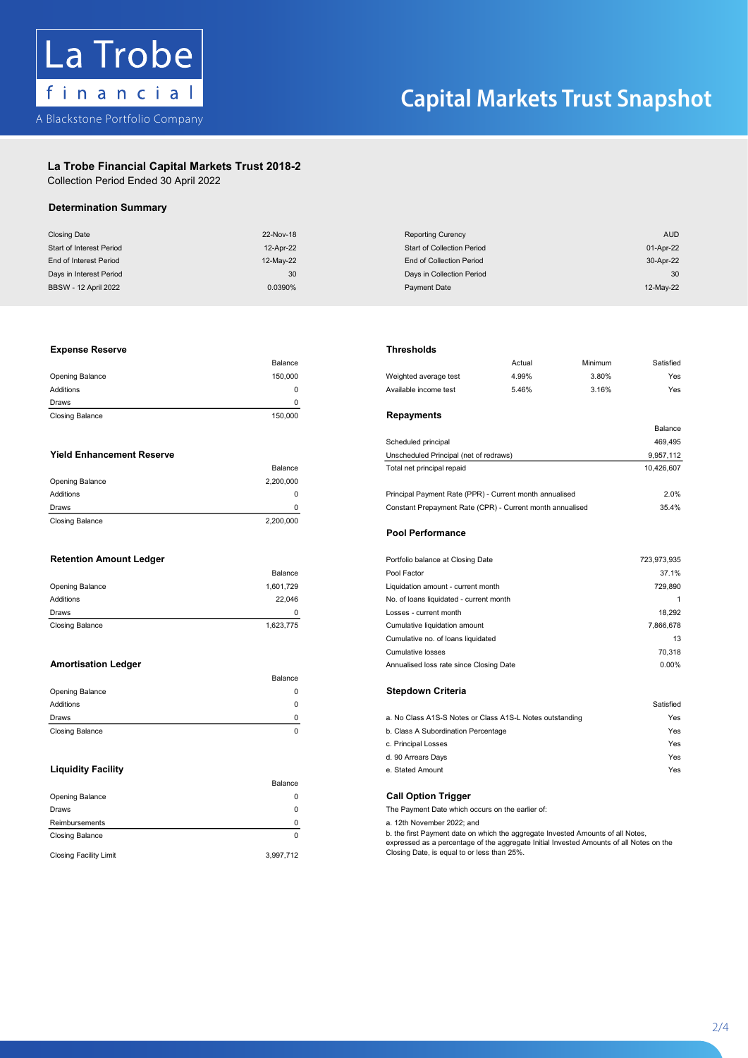La Trobe

financial

A Blackstone Portfolio Company

# Capital Markets Trust Snapshot

## La Trobe Financial Capital Markets Trust 2018-2

Collection Period Ended 30 April 2022

### Determination Summary

| | | | |
|---|---|---|---|
| Closing Date | 22-Nov-18 | Reporting Curency | AUD |
| Start of Interest Period | 12-Apr-22 | Start of Collection Period | 01-Apr-22 |
| End of Interest Period | 12-May-22 | End of Collection Period | 30-Apr-22 |
| Days in Interest Period | 30 | Days in Collection Period | 30 |
| BBSW - 12 April 2022 | 0.0390% | Payment Date | 12-May-22 |

### Expense Reserve

| | Balance |
|---|---|
| Opening Balance | 150,000 |
| Additions | 0 |
| Draws | 0 |
| Closing Balance | 150,000 |

### Yield Enhancement Reserve

| | Balance |
|---|---|
| Opening Balance | 2,200,000 |
| Additions | 0 |
| Draws | 0 |
| Closing Balance | 2,200,000 |

### Retention Amount Ledger

| | Balance |
|---|---|
| Opening Balance | 1,601,729 |
| Additions | 22,046 |
| Draws | 0 |
| Closing Balance | 1,623,775 |

### Amortisation Ledger

| | Balance |
|---|---|
| Opening Balance | 0 |
| Additions | 0 |
| Draws | 0 |
| Closing Balance | 0 |

### Liquidity Facility

| | Balance |
|---|---|
| Opening Balance | 0 |
| Draws | 0 |
| Reimbursements | 0 |
| Closing Balance | 0 |
| Closing Facility Limit | 3,997,712 |

### Thresholds

| | Actual | Minimum | Satisfied |
|---|---|---|---|
| Weighted average test | 4.99% | 3.80% | Yes |
| Available income test | 5.46% | 3.16% | Yes |

### Repayments

| | Balance |
|---|---|
| Scheduled principal | 469,495 |
| Unscheduled Principal (net of redraws) | 9,957,112 |
| Total net principal repaid | 10,426,607 |
| Principal Payment Rate (PPR) - Current month annualised | 2.0% |
| Constant Prepayment Rate (CPR) - Current month annualised | 35.4% |

### Pool Performance

| | |
|---|---|
| Portfolio balance at Closing Date | 723,973,935 |
| Pool Factor | 37.1% |
| Liquidation amount - current month | 729,890 |
| No. of loans liquidated - current month | 1 |
| Losses - current month | 18,292 |
| Cumulative liquidation amount | 7,866,678 |
| Cumulative no. of loans liquidated | 13 |
| Cumulative losses | 70,318 |
| Annualised loss rate since Closing Date | 0.00% |

### Stepdown Criteria

| | Satisfied |
|---|---|
| a. No Class A1S-S Notes or Class A1S-L Notes outstanding | Yes |
| b. Class A Subordination Percentage | Yes |
| c. Principal Losses | Yes |
| d. 90 Arrears Days | Yes |
| e. Stated Amount | Yes |

### Call Option Trigger

The Payment Date which occurs on the earlier of:

a. 12th November 2022; and

b. the first Payment date on which the aggregate Invested Amounts of all Notes, expressed as a percentage of the aggregate Initial Invested Amounts of all Notes on the Closing Date, is equal to or less than 25%.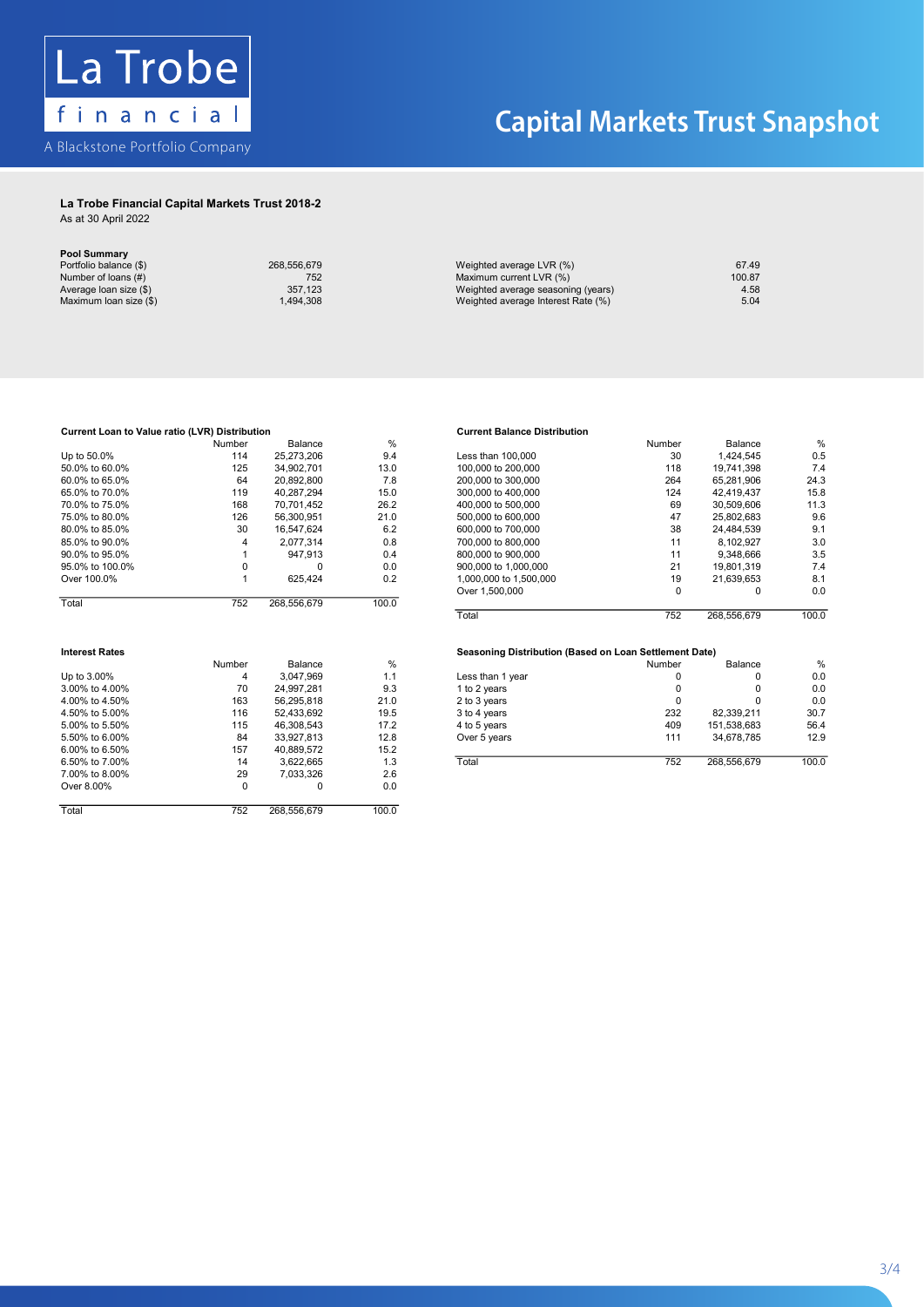La Trobe financial

A Blackstone Portfolio Company

# Capital Markets Trust Snapshot

## La Trobe Financial Capital Markets Trust 2018-2

As at 30 April 2022

### Pool Summary

| | | | |
|---|---|---|---|
| Portfolio balance ($) | 268,556,679 | Weighted average LVR (%) | 67.49 |
| Number of loans (#) | 752 | Maximum current LVR (%) | 100.87 |
| Average loan size ($) | 357,123 | Weighted average seasoning (years) | 4.58 |
| Maximum loan size ($) | 1,494,308 | Weighted average Interest Rate (%) | 5.04 |

### Current Loan to Value ratio (LVR) Distribution

| | Number | Balance | % |
|---|---|---|---|
| Up to 50.0% | 114 | 25,273,206 | 9.4 |
| 50.0% to 60.0% | 125 | 34,902,701 | 13.0 |
| 60.0% to 65.0% | 64 | 20,892,800 | 7.8 |
| 65.0% to 70.0% | 119 | 40,287,294 | 15.0 |
| 70.0% to 75.0% | 168 | 70,701,452 | 26.2 |
| 75.0% to 80.0% | 126 | 56,300,951 | 21.0 |
| 80.0% to 85.0% | 30 | 16,547,624 | 6.2 |
| 85.0% to 90.0% | 4 | 2,077,314 | 0.8 |
| 90.0% to 95.0% | 1 | 947,913 | 0.4 |
| 95.0% to 100.0% | 0 | 0 | 0.0 |
| Over 100.0% | 1 | 625,424 | 0.2 |
| Total | 752 | 268,556,679 | 100.0 |

### Current Balance Distribution

| | Number | Balance | % |
|---|---|---|---|
| Less than 100,000 | 30 | 1,424,545 | 0.5 |
| 100,000 to 200,000 | 118 | 19,741,398 | 7.4 |
| 200,000 to 300,000 | 264 | 65,281,906 | 24.3 |
| 300,000 to 400,000 | 124 | 42,419,437 | 15.8 |
| 400,000 to 500,000 | 69 | 30,509,606 | 11.3 |
| 500,000 to 600,000 | 47 | 25,802,683 | 9.6 |
| 600,000 to 700,000 | 38 | 24,484,539 | 9.1 |
| 700,000 to 800,000 | 11 | 8,102,927 | 3.0 |
| 800,000 to 900,000 | 11 | 9,348,666 | 3.5 |
| 900,000 to 1,000,000 | 21 | 19,801,319 | 7.4 |
| 1,000,000 to 1,500,000 | 19 | 21,639,653 | 8.1 |
| Over 1,500,000 | 0 | 0 | 0.0 |
| Total | 752 | 268,556,679 | 100.0 |

### Interest Rates

| | Number | Balance | % |
|---|---|---|---|
| Up to 3.00% | 4 | 3,047,969 | 1.1 |
| 3.00% to 4.00% | 70 | 24,997,281 | 9.3 |
| 4.00% to 4.50% | 163 | 56,295,818 | 21.0 |
| 4.50% to 5.00% | 116 | 52,433,692 | 19.5 |
| 5.00% to 5.50% | 115 | 46,308,543 | 17.2 |
| 5.50% to 6.00% | 84 | 33,927,813 | 12.8 |
| 6.00% to 6.50% | 157 | 40,889,572 | 15.2 |
| 6.50% to 7.00% | 14 | 3,622,665 | 1.3 |
| 7.00% to 8.00% | 29 | 7,033,326 | 2.6 |
| Over 8.00% | 0 | 0 | 0.0 |
| Total | 752 | 268,556,679 | 100.0 |

### Seasoning Distribution (Based on Loan Settlement Date)

| | Number | Balance | % |
|---|---|---|---|
| Less than 1 year | 0 | 0 | 0.0 |
| 1 to 2 years | 0 | 0 | 0.0 |
| 2 to 3 years | 0 | 0 | 0.0 |
| 3 to 4 years | 232 | 82,339,211 | 30.7 |
| 4 to 5 years | 409 | 151,538,683 | 56.4 |
| Over 5 years | 111 | 34,678,785 | 12.9 |
| Total | 752 | 268,556,679 | 100.0 |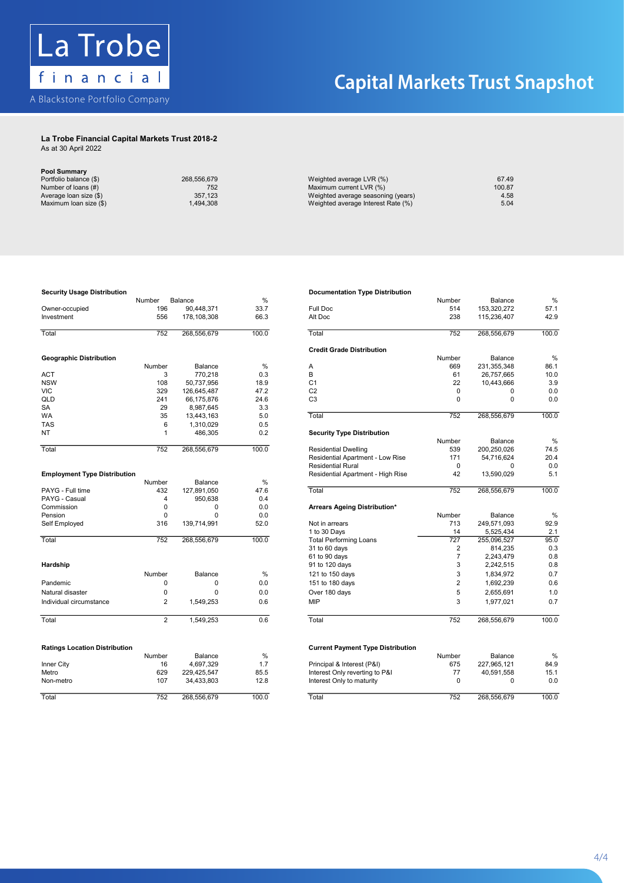# La Trobe financial

A Blackstone Portfolio Company

# Capital Markets Trust Snapshot

**La Trobe Financial Capital Markets Trust 2018-2**

As at 30 April 2022

**Pool Summary**

| | | | |
|---|---|---|---|
| Portfolio balance ($) | 268,556,679 | Weighted average LVR (%) | 67.49 |
| Number of loans (#) | 752 | Maximum current LVR (%) | 100.87 |
| Average loan size ($) | 357,123 | Weighted average seasoning (years) | 4.58 |
| Maximum loan size ($) | 1,494,308 | Weighted average Interest Rate (%) | 5.04 |

**Security Usage Distribution**

| | Number | Balance | % |
|---|---|---|---|
| Owner-occupied | 196 | 90,448,371 | 33.7 |
| Investment | 556 | 178,108,308 | 66.3 |
| Total | 752 | 268,556,679 | 100.0 |

**Geographic Distribution**

| | Number | Balance | % |
|---|---|---|---|
| ACT | 3 | 770,218 | 0.3 |
| NSW | 108 | 50,737,956 | 18.9 |
| VIC | 329 | 126,645,487 | 47.2 |
| QLD | 241 | 66,175,876 | 24.6 |
| SA | 29 | 8,987,645 | 3.3 |
| WA | 35 | 13,443,163 | 5.0 |
| TAS | 6 | 1,310,029 | 0.5 |
| NT | 1 | 486,305 | 0.2 |
| Total | 752 | 268,556,679 | 100.0 |

**Employment Type Distribution**

| | Number | Balance | % |
|---|---|---|---|
| PAYG - Full time | 432 | 127,891,050 | 47.6 |
| PAYG - Casual | 4 | 950,638 | 0.4 |
| Commission | 0 | 0 | 0.0 |
| Pension | 0 | 0 | 0.0 |
| Self Employed | 316 | 139,714,991 | 52.0 |
| Total | 752 | 268,556,679 | 100.0 |

**Hardship**

| | Number | Balance | % |
|---|---|---|---|
| Pandemic | 0 | 0 | 0.0 |
| Natural disaster | 0 | 0 | 0.0 |
| Individual circumstance | 2 | 1,549,253 | 0.6 |
| Total | 2 | 1,549,253 | 0.6 |

**Ratings Location Distribution**

| | Number | Balance | % |
|---|---|---|---|
| Inner City | 16 | 4,697,329 | 1.7 |
| Metro | 629 | 229,425,547 | 85.5 |
| Non-metro | 107 | 34,433,803 | 12.8 |
| Total | 752 | 268,556,679 | 100.0 |

**Documentation Type Distribution**

| | Number | Balance | % |
|---|---|---|---|
| Full Doc | 514 | 153,320,272 | 57.1 |
| Alt Doc | 238 | 115,236,407 | 42.9 |
| Total | 752 | 268,556,679 | 100.0 |

**Credit Grade Distribution**

| | Number | Balance | % |
|---|---|---|---|
| A | 669 | 231,355,348 | 86.1 |
| B | 61 | 26,757,665 | 10.0 |
| C1 | 22 | 10,443,666 | 3.9 |
| C2 | 0 | 0 | 0.0 |
| C3 | 0 | 0 | 0.0 |
| Total | 752 | 268,556,679 | 100.0 |

**Security Type Distribution**

| | Number | Balance | % |
|---|---|---|---|
| Residential Dwelling | 539 | 200,250,026 | 74.5 |
| Residential Apartment - Low Rise | 171 | 54,716,624 | 20.4 |
| Residential Rural | 0 | 0 | 0.0 |
| Residential Apartment - High Rise | 42 | 13,590,029 | 5.1 |
| Total | 752 | 268,556,679 | 100.0 |

**Arrears Ageing Distribution***

| | Number | Balance | % |
|---|---|---|---|
| Not in arrears | 713 | 249,571,093 | 92.9 |
| 1 to 30 Days | 14 | 5,525,434 | 2.1 |
| Total Performing Loans | 727 | 255,096,527 | 95.0 |
| 31 to 60 days | 2 | 814,235 | 0.3 |
| 61 to 90 days | 7 | 2,243,479 | 0.8 |
| 91 to 120 days | 3 | 2,242,515 | 0.8 |
| 121 to 150 days | 3 | 1,834,972 | 0.7 |
| 151 to 180 days | 2 | 1,692,239 | 0.6 |
| Over 180 days | 5 | 2,655,691 | 1.0 |
| MIP | 3 | 1,977,021 | 0.7 |
| Total | 752 | 268,556,679 | 100.0 |

**Current Payment Type Distribution**

| | Number | Balance | % |
|---|---|---|---|
| Principal & Interest (P&I) | 675 | 227,965,121 | 84.9 |
| Interest Only reverting to P&I | 77 | 40,591,558 | 15.1 |
| Interest Only to maturity | 0 | 0 | 0.0 |
| Total | 752 | 268,556,679 | 100.0 |